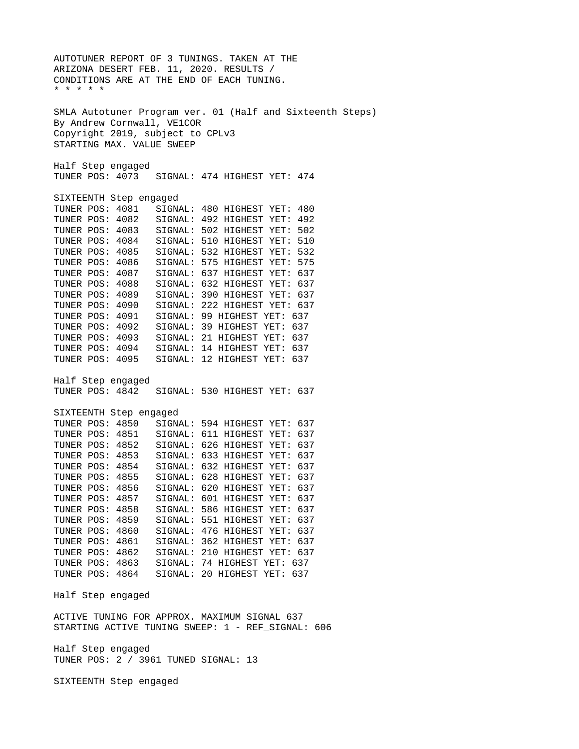```
AUTOTUNER REPORT OF 3 TUNINGS. TAKEN AT THE
ARIZONA DESERT FEB. 11, 2020. RESULTS /
CONDITIONS ARE AT THE END OF EACH TUNING.
* * * * *

SMLA Autotuner Program ver. 01 (Half and Sixteenth Steps)
By Andrew Cornwall, VE1COR
Copyright 2019, subject to CPLv3
STARTING MAX. VALUE SWEEP

Half Step engaged
TUNER POS: 4073   SIGNAL: 474 HIGHEST YET: 474

SIXTEENTH Step engaged
TUNER POS: 4081   SIGNAL: 480 HIGHEST YET: 480
TUNER POS: 4082   SIGNAL: 492 HIGHEST YET: 492
TUNER POS: 4083   SIGNAL: 502 HIGHEST YET: 502
TUNER POS: 4084   SIGNAL: 510 HIGHEST YET: 510
TUNER POS: 4085   SIGNAL: 532 HIGHEST YET: 532
TUNER POS: 4086   SIGNAL: 575 HIGHEST YET: 575
TUNER POS: 4087   SIGNAL: 637 HIGHEST YET: 637
TUNER POS: 4088   SIGNAL: 632 HIGHEST YET: 637
TUNER POS: 4089   SIGNAL: 390 HIGHEST YET: 637
TUNER POS: 4090   SIGNAL: 222 HIGHEST YET: 637
TUNER POS: 4091   SIGNAL: 99 HIGHEST YET: 637
TUNER POS: 4092   SIGNAL: 39 HIGHEST YET: 637
TUNER POS: 4093   SIGNAL: 21 HIGHEST YET: 637
TUNER POS: 4094   SIGNAL: 14 HIGHEST YET: 637
TUNER POS: 4095   SIGNAL: 12 HIGHEST YET: 637

Half Step engaged
TUNER POS: 4842   SIGNAL: 530 HIGHEST YET: 637

SIXTEENTH Step engaged
TUNER POS: 4850   SIGNAL: 594 HIGHEST YET: 637
TUNER POS: 4851   SIGNAL: 611 HIGHEST YET: 637
TUNER POS: 4852   SIGNAL: 626 HIGHEST YET: 637
TUNER POS: 4853   SIGNAL: 633 HIGHEST YET: 637
TUNER POS: 4854   SIGNAL: 632 HIGHEST YET: 637
TUNER POS: 4855   SIGNAL: 628 HIGHEST YET: 637
TUNER POS: 4856   SIGNAL: 620 HIGHEST YET: 637
TUNER POS: 4857   SIGNAL: 601 HIGHEST YET: 637
TUNER POS: 4858   SIGNAL: 586 HIGHEST YET: 637
TUNER POS: 4859   SIGNAL: 551 HIGHEST YET: 637
TUNER POS: 4860   SIGNAL: 476 HIGHEST YET: 637
TUNER POS: 4861   SIGNAL: 362 HIGHEST YET: 637
TUNER POS: 4862   SIGNAL: 210 HIGHEST YET: 637
TUNER POS: 4863   SIGNAL: 74 HIGHEST YET: 637
TUNER POS: 4864   SIGNAL: 20 HIGHEST YET: 637

Half Step engaged

ACTIVE TUNING FOR APPROX. MAXIMUM SIGNAL 637
STARTING ACTIVE TUNING SWEEP: 1 - REF_SIGNAL: 606

Half Step engaged
TUNER POS: 2 / 3961 TUNED SIGNAL: 13

SIXTEENTH Step engaged
```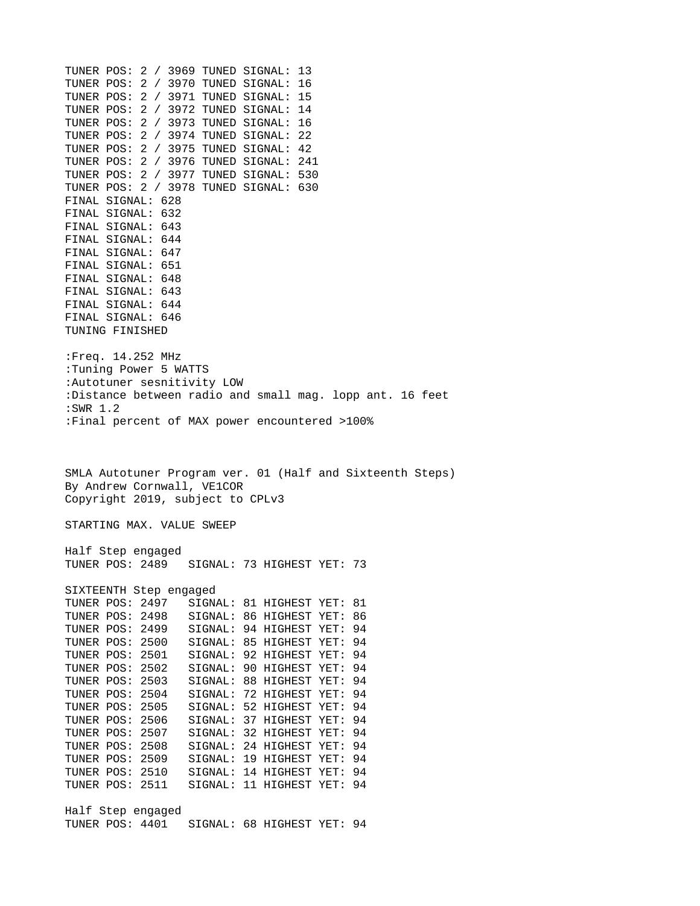```
TUNER POS: 2 / 3969 TUNED SIGNAL: 13
TUNER POS: 2 / 3970 TUNED SIGNAL: 16
TUNER POS: 2 / 3971 TUNED SIGNAL: 15
TUNER POS: 2 / 3972 TUNED SIGNAL: 14
TUNER POS: 2 / 3973 TUNED SIGNAL: 16
TUNER POS: 2 / 3974 TUNED SIGNAL: 22
TUNER POS: 2 / 3975 TUNED SIGNAL: 42
TUNER POS: 2 / 3976 TUNED SIGNAL: 241
TUNER POS: 2 / 3977 TUNED SIGNAL: 530
TUNER POS: 2 / 3978 TUNED SIGNAL: 630
FINAL SIGNAL: 628
FINAL SIGNAL: 632
FINAL SIGNAL: 643
FINAL SIGNAL: 644
FINAL SIGNAL: 647
FINAL SIGNAL: 651
FINAL SIGNAL: 648
FINAL SIGNAL: 643
FINAL SIGNAL: 644
FINAL SIGNAL: 646
TUNING FINISHED

:Freq. 14.252 MHz
:Tuning Power 5 WATTS
:Autotuner sesnitivity LOW
:Distance between radio and small mag. lopp ant. 16 feet
:SWR 1.2
:Final percent of MAX power encountered >100%



SMLA Autotuner Program ver. 01 (Half and Sixteenth Steps)
By Andrew Cornwall, VE1COR
Copyright 2019, subject to CPLv3

STARTING MAX. VALUE SWEEP

Half Step engaged
TUNER POS: 2489   SIGNAL: 73 HIGHEST YET: 73

SIXTEENTH Step engaged
TUNER POS: 2497   SIGNAL: 81 HIGHEST YET: 81
TUNER POS: 2498   SIGNAL: 86 HIGHEST YET: 86
TUNER POS: 2499   SIGNAL: 94 HIGHEST YET: 94
TUNER POS: 2500   SIGNAL: 85 HIGHEST YET: 94
TUNER POS: 2501   SIGNAL: 92 HIGHEST YET: 94
TUNER POS: 2502   SIGNAL: 90 HIGHEST YET: 94
TUNER POS: 2503   SIGNAL: 88 HIGHEST YET: 94
TUNER POS: 2504   SIGNAL: 72 HIGHEST YET: 94
TUNER POS: 2505   SIGNAL: 52 HIGHEST YET: 94
TUNER POS: 2506   SIGNAL: 37 HIGHEST YET: 94
TUNER POS: 2507   SIGNAL: 32 HIGHEST YET: 94
TUNER POS: 2508   SIGNAL: 24 HIGHEST YET: 94
TUNER POS: 2509   SIGNAL: 19 HIGHEST YET: 94
TUNER POS: 2510   SIGNAL: 14 HIGHEST YET: 94
TUNER POS: 2511   SIGNAL: 11 HIGHEST YET: 94

Half Step engaged
TUNER POS: 4401   SIGNAL: 68 HIGHEST YET: 94
```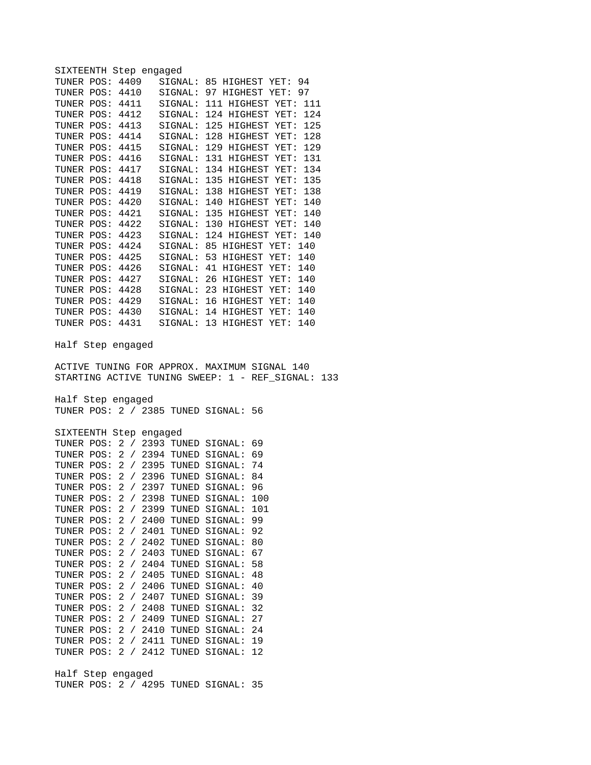```
SIXTEENTH Step engaged
TUNER POS: 4409   SIGNAL: 85 HIGHEST YET: 94
TUNER POS: 4410   SIGNAL: 97 HIGHEST YET: 97
TUNER POS: 4411   SIGNAL: 111 HIGHEST YET: 111
TUNER POS: 4412   SIGNAL: 124 HIGHEST YET: 124
TUNER POS: 4413   SIGNAL: 125 HIGHEST YET: 125
TUNER POS: 4414   SIGNAL: 128 HIGHEST YET: 128
TUNER POS: 4415   SIGNAL: 129 HIGHEST YET: 129
TUNER POS: 4416   SIGNAL: 131 HIGHEST YET: 131
TUNER POS: 4417   SIGNAL: 134 HIGHEST YET: 134
TUNER POS: 4418   SIGNAL: 135 HIGHEST YET: 135
TUNER POS: 4419   SIGNAL: 138 HIGHEST YET: 138
TUNER POS: 4420   SIGNAL: 140 HIGHEST YET: 140
TUNER POS: 4421   SIGNAL: 135 HIGHEST YET: 140
TUNER POS: 4422   SIGNAL: 130 HIGHEST YET: 140
TUNER POS: 4423   SIGNAL: 124 HIGHEST YET: 140
TUNER POS: 4424   SIGNAL: 85 HIGHEST YET: 140
TUNER POS: 4425   SIGNAL: 53 HIGHEST YET: 140
TUNER POS: 4426   SIGNAL: 41 HIGHEST YET: 140
TUNER POS: 4427   SIGNAL: 26 HIGHEST YET: 140
TUNER POS: 4428   SIGNAL: 23 HIGHEST YET: 140
TUNER POS: 4429   SIGNAL: 16 HIGHEST YET: 140
TUNER POS: 4430   SIGNAL: 14 HIGHEST YET: 140
TUNER POS: 4431   SIGNAL: 13 HIGHEST YET: 140

Half Step engaged

ACTIVE TUNING FOR APPROX. MAXIMUM SIGNAL 140
STARTING ACTIVE TUNING SWEEP: 1 - REF_SIGNAL: 133

Half Step engaged
TUNER POS: 2 / 2385 TUNED SIGNAL: 56

SIXTEENTH Step engaged
TUNER POS: 2 / 2393 TUNED SIGNAL: 69
TUNER POS: 2 / 2394 TUNED SIGNAL: 69
TUNER POS: 2 / 2395 TUNED SIGNAL: 74
TUNER POS: 2 / 2396 TUNED SIGNAL: 84
TUNER POS: 2 / 2397 TUNED SIGNAL: 96
TUNER POS: 2 / 2398 TUNED SIGNAL: 100
TUNER POS: 2 / 2399 TUNED SIGNAL: 101
TUNER POS: 2 / 2400 TUNED SIGNAL: 99
TUNER POS: 2 / 2401 TUNED SIGNAL: 92
TUNER POS: 2 / 2402 TUNED SIGNAL: 80
TUNER POS: 2 / 2403 TUNED SIGNAL: 67
TUNER POS: 2 / 2404 TUNED SIGNAL: 58
TUNER POS: 2 / 2405 TUNED SIGNAL: 48
TUNER POS: 2 / 2406 TUNED SIGNAL: 40
TUNER POS: 2 / 2407 TUNED SIGNAL: 39
TUNER POS: 2 / 2408 TUNED SIGNAL: 32
TUNER POS: 2 / 2409 TUNED SIGNAL: 27
TUNER POS: 2 / 2410 TUNED SIGNAL: 24
TUNER POS: 2 / 2411 TUNED SIGNAL: 19
TUNER POS: 2 / 2412 TUNED SIGNAL: 12

Half Step engaged
TUNER POS: 2 / 4295 TUNED SIGNAL: 35
```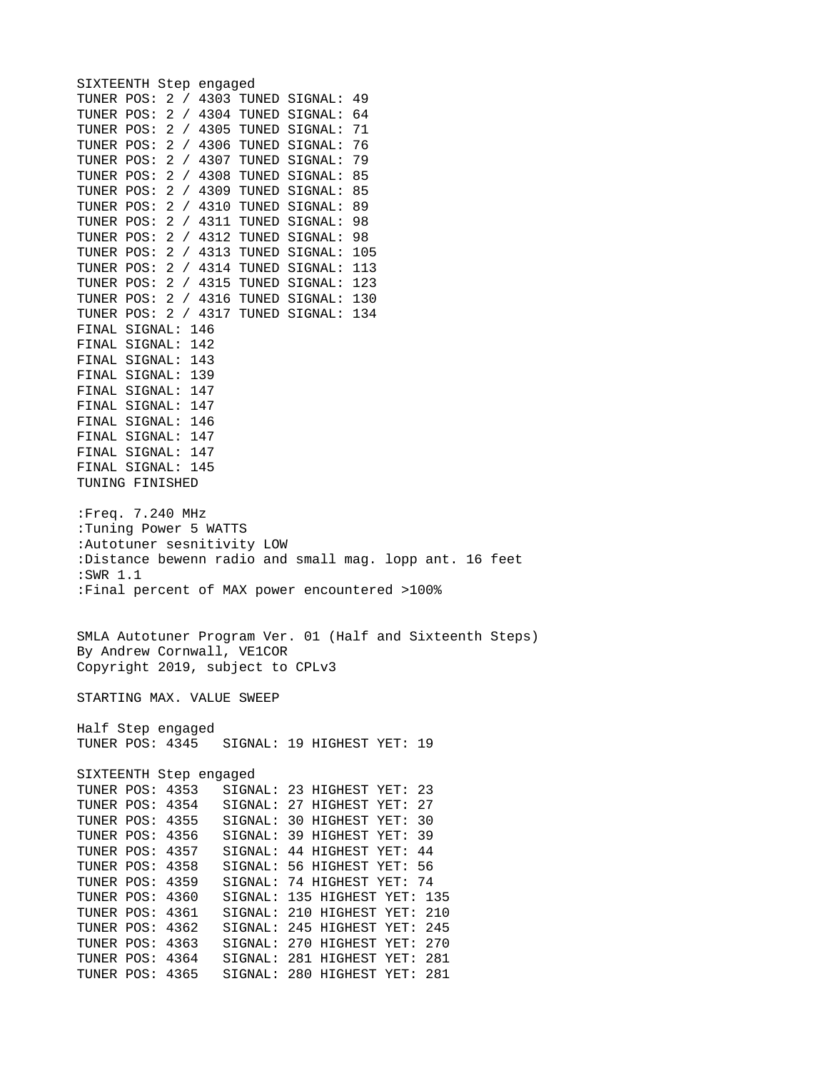```
SIXTEENTH Step engaged
TUNER POS: 2 / 4303 TUNED SIGNAL: 49
TUNER POS: 2 / 4304 TUNED SIGNAL: 64
TUNER POS: 2 / 4305 TUNED SIGNAL: 71
TUNER POS: 2 / 4306 TUNED SIGNAL: 76
TUNER POS: 2 / 4307 TUNED SIGNAL: 79
TUNER POS: 2 / 4308 TUNED SIGNAL: 85
TUNER POS: 2 / 4309 TUNED SIGNAL: 85
TUNER POS: 2 / 4310 TUNED SIGNAL: 89
TUNER POS: 2 / 4311 TUNED SIGNAL: 98
TUNER POS: 2 / 4312 TUNED SIGNAL: 98
TUNER POS: 2 / 4313 TUNED SIGNAL: 105
TUNER POS: 2 / 4314 TUNED SIGNAL: 113
TUNER POS: 2 / 4315 TUNED SIGNAL: 123
TUNER POS: 2 / 4316 TUNED SIGNAL: 130
TUNER POS: 2 / 4317 TUNED SIGNAL: 134
FINAL SIGNAL: 146
FINAL SIGNAL: 142
FINAL SIGNAL: 143
FINAL SIGNAL: 139
FINAL SIGNAL: 147
FINAL SIGNAL: 147
FINAL SIGNAL: 146
FINAL SIGNAL: 147
FINAL SIGNAL: 147
FINAL SIGNAL: 145
TUNING FINISHED

:Freq. 7.240 MHz
:Tuning Power 5 WATTS
:Autotuner sesnitivity LOW
:Distance bewenn radio and small mag. lopp ant. 16 feet
:SWR 1.1
:Final percent of MAX power encountered >100%


SMLA Autotuner Program Ver. 01 (Half and Sixteenth Steps)
By Andrew Cornwall, VE1COR
Copyright 2019, subject to CPLv3

STARTING MAX. VALUE SWEEP

Half Step engaged
TUNER POS: 4345   SIGNAL: 19 HIGHEST YET: 19

SIXTEENTH Step engaged
TUNER POS: 4353   SIGNAL: 23 HIGHEST YET: 23
TUNER POS: 4354   SIGNAL: 27 HIGHEST YET: 27
TUNER POS: 4355   SIGNAL: 30 HIGHEST YET: 30
TUNER POS: 4356   SIGNAL: 39 HIGHEST YET: 39
TUNER POS: 4357   SIGNAL: 44 HIGHEST YET: 44
TUNER POS: 4358   SIGNAL: 56 HIGHEST YET: 56
TUNER POS: 4359   SIGNAL: 74 HIGHEST YET: 74
TUNER POS: 4360   SIGNAL: 135 HIGHEST YET: 135
TUNER POS: 4361   SIGNAL: 210 HIGHEST YET: 210
TUNER POS: 4362   SIGNAL: 245 HIGHEST YET: 245
TUNER POS: 4363   SIGNAL: 270 HIGHEST YET: 270
TUNER POS: 4364   SIGNAL: 281 HIGHEST YET: 281
TUNER POS: 4365   SIGNAL: 280 HIGHEST YET: 281
```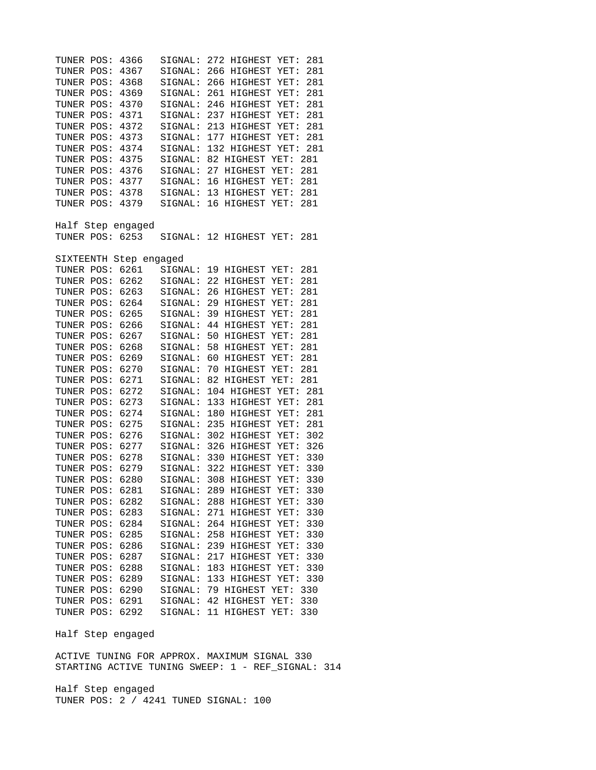```
TUNER POS: 4366   SIGNAL: 272 HIGHEST YET: 281
TUNER POS: 4367   SIGNAL: 266 HIGHEST YET: 281
TUNER POS: 4368   SIGNAL: 266 HIGHEST YET: 281
TUNER POS: 4369   SIGNAL: 261 HIGHEST YET: 281
TUNER POS: 4370   SIGNAL: 246 HIGHEST YET: 281
TUNER POS: 4371   SIGNAL: 237 HIGHEST YET: 281
TUNER POS: 4372   SIGNAL: 213 HIGHEST YET: 281
TUNER POS: 4373   SIGNAL: 177 HIGHEST YET: 281
TUNER POS: 4374   SIGNAL: 132 HIGHEST YET: 281
TUNER POS: 4375   SIGNAL: 82 HIGHEST YET: 281
TUNER POS: 4376   SIGNAL: 27 HIGHEST YET: 281
TUNER POS: 4377   SIGNAL: 16 HIGHEST YET: 281
TUNER POS: 4378   SIGNAL: 13 HIGHEST YET: 281
TUNER POS: 4379   SIGNAL: 16 HIGHEST YET: 281

Half Step engaged
TUNER POS: 6253   SIGNAL: 12 HIGHEST YET: 281

SIXTEENTH Step engaged
TUNER POS: 6261   SIGNAL: 19 HIGHEST YET: 281
TUNER POS: 6262   SIGNAL: 22 HIGHEST YET: 281
TUNER POS: 6263   SIGNAL: 26 HIGHEST YET: 281
TUNER POS: 6264   SIGNAL: 29 HIGHEST YET: 281
TUNER POS: 6265   SIGNAL: 39 HIGHEST YET: 281
TUNER POS: 6266   SIGNAL: 44 HIGHEST YET: 281
TUNER POS: 6267   SIGNAL: 50 HIGHEST YET: 281
TUNER POS: 6268   SIGNAL: 58 HIGHEST YET: 281
TUNER POS: 6269   SIGNAL: 60 HIGHEST YET: 281
TUNER POS: 6270   SIGNAL: 70 HIGHEST YET: 281
TUNER POS: 6271   SIGNAL: 82 HIGHEST YET: 281
TUNER POS: 6272   SIGNAL: 104 HIGHEST YET: 281
TUNER POS: 6273   SIGNAL: 133 HIGHEST YET: 281
TUNER POS: 6274   SIGNAL: 180 HIGHEST YET: 281
TUNER POS: 6275   SIGNAL: 235 HIGHEST YET: 281
TUNER POS: 6276   SIGNAL: 302 HIGHEST YET: 302
TUNER POS: 6277   SIGNAL: 326 HIGHEST YET: 326
TUNER POS: 6278   SIGNAL: 330 HIGHEST YET: 330
TUNER POS: 6279   SIGNAL: 322 HIGHEST YET: 330
TUNER POS: 6280   SIGNAL: 308 HIGHEST YET: 330
TUNER POS: 6281   SIGNAL: 289 HIGHEST YET: 330
TUNER POS: 6282   SIGNAL: 288 HIGHEST YET: 330
TUNER POS: 6283   SIGNAL: 271 HIGHEST YET: 330
TUNER POS: 6284   SIGNAL: 264 HIGHEST YET: 330
TUNER POS: 6285   SIGNAL: 258 HIGHEST YET: 330
TUNER POS: 6286   SIGNAL: 239 HIGHEST YET: 330
TUNER POS: 6287   SIGNAL: 217 HIGHEST YET: 330
TUNER POS: 6288   SIGNAL: 183 HIGHEST YET: 330
TUNER POS: 6289   SIGNAL: 133 HIGHEST YET: 330
TUNER POS: 6290   SIGNAL: 79 HIGHEST YET: 330
TUNER POS: 6291   SIGNAL: 42 HIGHEST YET: 330
TUNER POS: 6292   SIGNAL: 11 HIGHEST YET: 330

Half Step engaged

ACTIVE TUNING FOR APPROX. MAXIMUM SIGNAL 330
STARTING ACTIVE TUNING SWEEP: 1 - REF_SIGNAL: 314

Half Step engaged
TUNER POS: 2 / 4241 TUNED SIGNAL: 100
```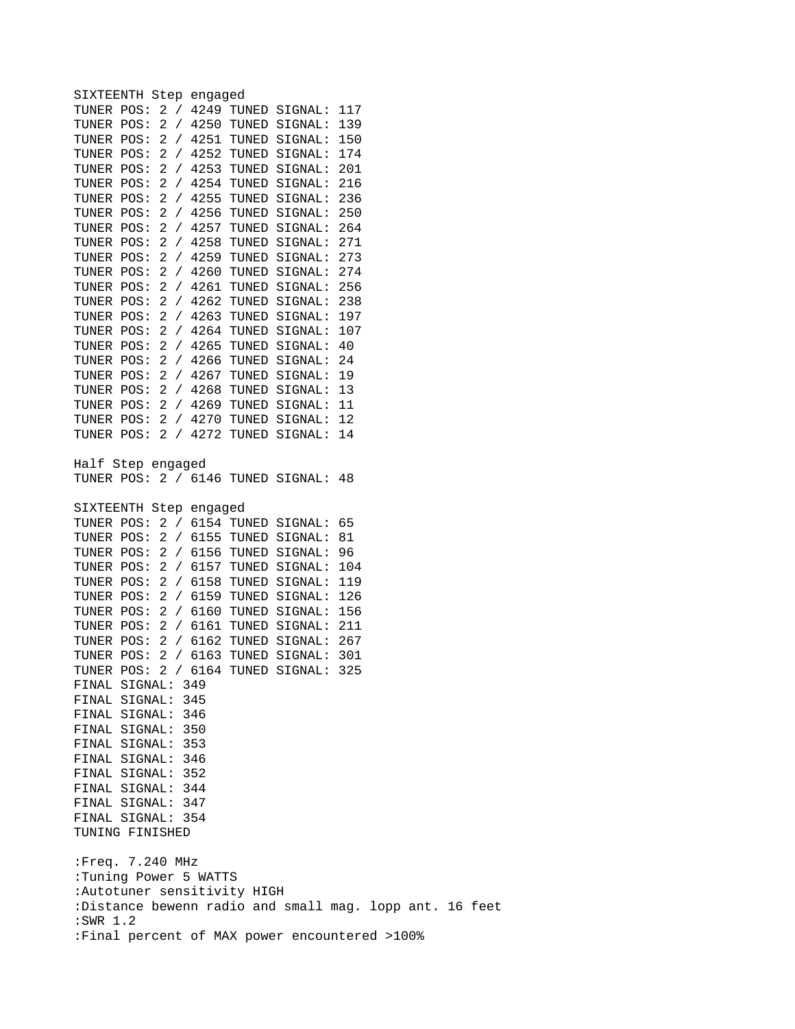```
SIXTEENTH Step engaged
TUNER POS: 2 / 4249 TUNED SIGNAL: 117
TUNER POS: 2 / 4250 TUNED SIGNAL: 139
TUNER POS: 2 / 4251 TUNED SIGNAL: 150
TUNER POS: 2 / 4252 TUNED SIGNAL: 174
TUNER POS: 2 / 4253 TUNED SIGNAL: 201
TUNER POS: 2 / 4254 TUNED SIGNAL: 216
TUNER POS: 2 / 4255 TUNED SIGNAL: 236
TUNER POS: 2 / 4256 TUNED SIGNAL: 250
TUNER POS: 2 / 4257 TUNED SIGNAL: 264
TUNER POS: 2 / 4258 TUNED SIGNAL: 271
TUNER POS: 2 / 4259 TUNED SIGNAL: 273
TUNER POS: 2 / 4260 TUNED SIGNAL: 274
TUNER POS: 2 / 4261 TUNED SIGNAL: 256
TUNER POS: 2 / 4262 TUNED SIGNAL: 238
TUNER POS: 2 / 4263 TUNED SIGNAL: 197
TUNER POS: 2 / 4264 TUNED SIGNAL: 107
TUNER POS: 2 / 4265 TUNED SIGNAL: 40
TUNER POS: 2 / 4266 TUNED SIGNAL: 24
TUNER POS: 2 / 4267 TUNED SIGNAL: 19
TUNER POS: 2 / 4268 TUNED SIGNAL: 13
TUNER POS: 2 / 4269 TUNED SIGNAL: 11
TUNER POS: 2 / 4270 TUNED SIGNAL: 12
TUNER POS: 2 / 4272 TUNED SIGNAL: 14

Half Step engaged
TUNER POS: 2 / 6146 TUNED SIGNAL: 48

SIXTEENTH Step engaged
TUNER POS: 2 / 6154 TUNED SIGNAL: 65
TUNER POS: 2 / 6155 TUNED SIGNAL: 81
TUNER POS: 2 / 6156 TUNED SIGNAL: 96
TUNER POS: 2 / 6157 TUNED SIGNAL: 104
TUNER POS: 2 / 6158 TUNED SIGNAL: 119
TUNER POS: 2 / 6159 TUNED SIGNAL: 126
TUNER POS: 2 / 6160 TUNED SIGNAL: 156
TUNER POS: 2 / 6161 TUNED SIGNAL: 211
TUNER POS: 2 / 6162 TUNED SIGNAL: 267
TUNER POS: 2 / 6163 TUNED SIGNAL: 301
TUNER POS: 2 / 6164 TUNED SIGNAL: 325
FINAL SIGNAL: 349
FINAL SIGNAL: 345
FINAL SIGNAL: 346
FINAL SIGNAL: 350
FINAL SIGNAL: 353
FINAL SIGNAL: 346
FINAL SIGNAL: 352
FINAL SIGNAL: 344
FINAL SIGNAL: 347
FINAL SIGNAL: 354
TUNING FINISHED

:Freq. 7.240 MHz
:Tuning Power 5 WATTS
:Autotuner sensitivity HIGH
:Distance bewenn radio and small mag. lopp ant. 16 feet
:SWR 1.2
:Final percent of MAX power encountered >100%
```